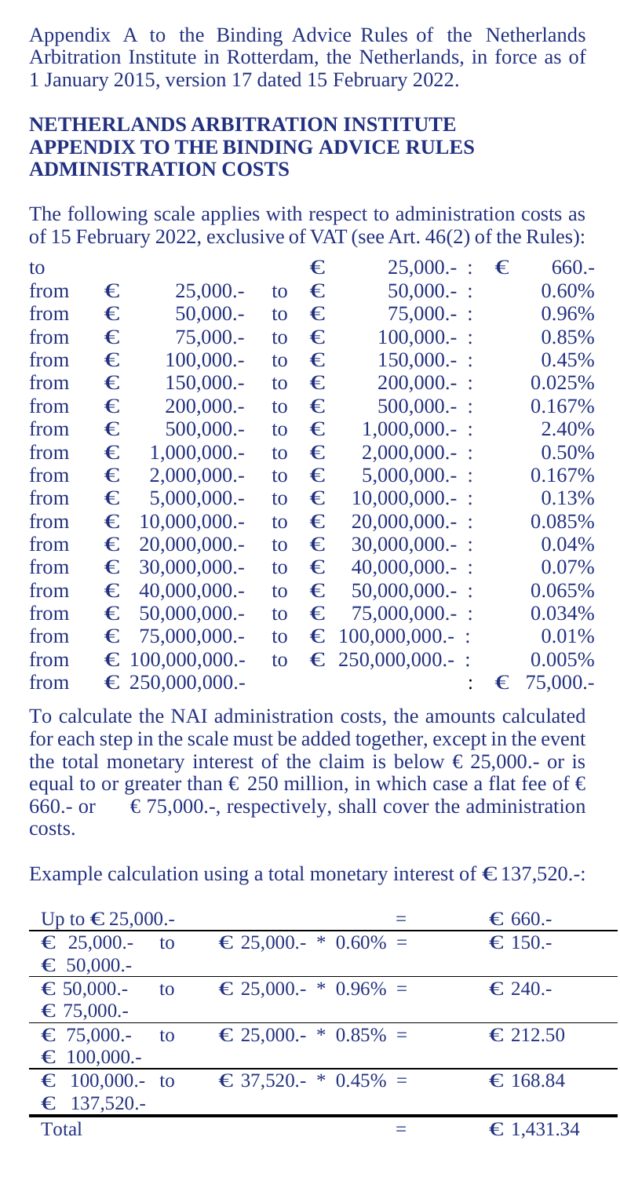Appendix A to the Binding Advice Rules of the Netherlands Arbitration Institute in Rotterdam, the Netherlands, in force as of 1 January 2015, version 17 dated 15 February 2022.

**NETHERLANDS ARBITRATION INSTITUTE**
**APPENDIX TO THE BINDING ADVICE RULES**
**ADMINISTRATION COSTS**

The following scale applies with respect to administration costs as of 15 February 2022, exclusive of VAT (see Art. 46(2) of the Rules):

| | | | | |
|---|---|---|---|---|
| to | | | € 25,000.- : | € 660.- |
| from | € 25,000.- | to | € 50,000.- : | 0.60% |
| from | € 50,000.- | to | € 75,000.- : | 0.96% |
| from | € 75,000.- | to | € 100,000.- : | 0.85% |
| from | € 100,000.- | to | € 150,000.- : | 0.45% |
| from | € 150,000.- | to | € 200,000.- : | 0.025% |
| from | € 200,000.- | to | € 500,000.- : | 0.167% |
| from | € 500,000.- | to | € 1,000,000.- : | 2.40% |
| from | € 1,000,000.- | to | € 2,000,000.- : | 0.50% |
| from | € 2,000,000.- | to | € 5,000,000.- : | 0.167% |
| from | € 5,000,000.- | to | € 10,000,000.- : | 0.13% |
| from | € 10,000,000.- | to | € 20,000,000.- : | 0.085% |
| from | € 20,000,000.- | to | € 30,000,000.- : | 0.04% |
| from | € 30,000,000.- | to | € 40,000,000.- : | 0.07% |
| from | € 40,000,000.- | to | € 50,000,000.- : | 0.065% |
| from | € 50,000,000.- | to | € 75,000,000.- : | 0.034% |
| from | € 75,000,000.- | to | € 100,000,000.- : | 0.01% |
| from | € 100,000,000.- | to | € 250,000,000.- : | 0.005% |
| from | € 250,000,000.- | | : | € 75,000.- |

To calculate the NAI administration costs, the amounts calculated for each step in the scale must be added together, except in the event the total monetary interest of the claim is below € 25,000.- or is equal to or greater than € 250 million, in which case a flat fee of € 660.- or € 75,000.-, respectively, shall cover the administration costs.

Example calculation using a total monetary interest of € 137,520.-:

| | | | |
|---|---|---|---|
| Up to € 25,000.- | | = | € 660.- |
| € 25,000.- to € 50,000.- | € 25,000.- * 0.60% | = | € 150.- |
| € 50,000.- to € 75,000.- | € 25,000.- * 0.96% | = | € 240.- |
| € 75,000.- to € 100,000.- | € 25,000.- * 0.85% | = | € 212.50 |
| € 100,000.- to € 137,520.- | € 37,520.- * 0.45% | = | € 168.84 |
| Total | | = | € 1,431.34 |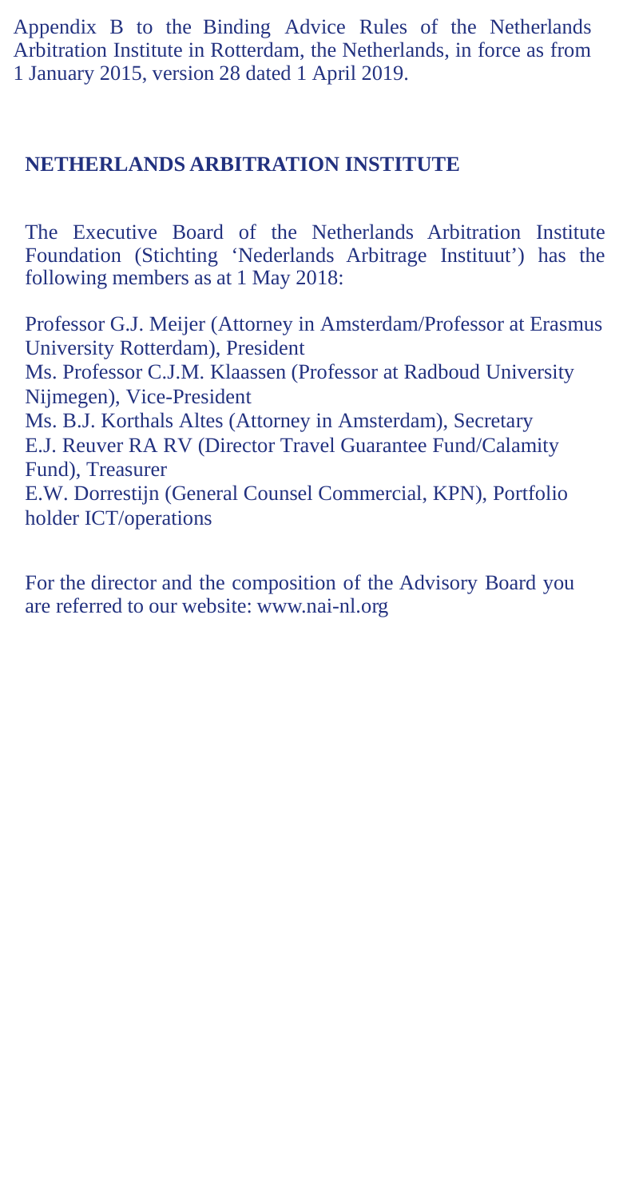Appendix B to the Binding Advice Rules of the Netherlands Arbitration Institute in Rotterdam, the Netherlands, in force as from 1 January 2015, version 28 dated 1 April 2019.

## NETHERLANDS ARBITRATION INSTITUTE

The Executive Board of the Netherlands Arbitration Institute Foundation (Stichting 'Nederlands Arbitrage Instituut') has the following members as at 1 May 2018:

Professor G.J. Meijer (Attorney in Amsterdam/Professor at Erasmus University Rotterdam), President
Ms. Professor C.J.M. Klaassen (Professor at Radboud University Nijmegen), Vice-President
Ms. B.J. Korthals Altes (Attorney in Amsterdam), Secretary
E.J. Reuver RA RV (Director Travel Guarantee Fund/Calamity Fund), Treasurer
E.W. Dorrestijn (General Counsel Commercial, KPN), Portfolio holder ICT/operations

For the director and the composition of the Advisory Board you are referred to our website: www.nai-nl.org